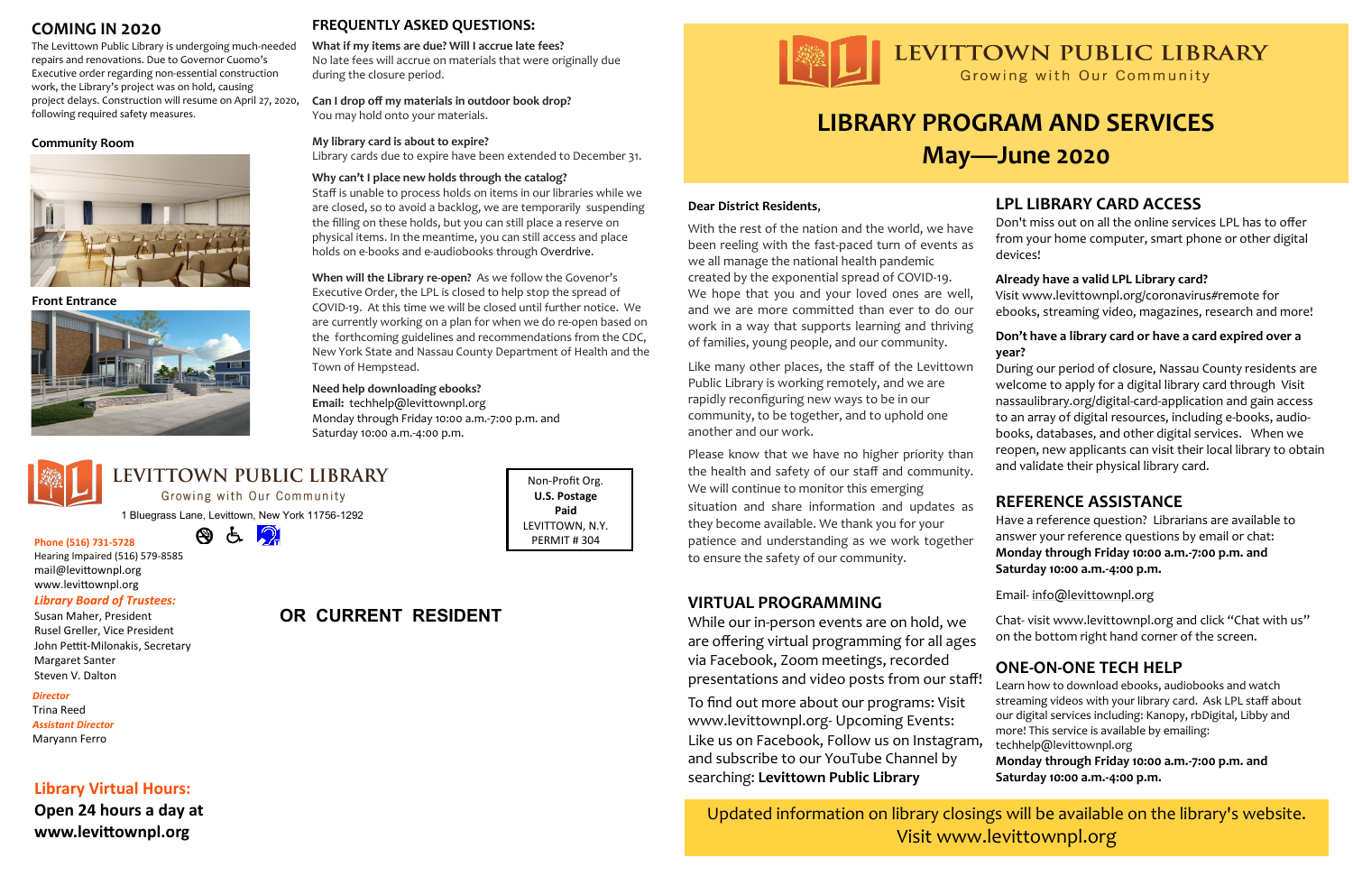## COMING IN 2020

The Levittown Public Library is undergoing much-needed repairs and renovations. Due to Governor Cuomo's Executive order regarding non-essential construction work, the Library's project was on hold, causing project delays. Construction will resume on April 27, 2020, following required safety measures.

**Community Room**

**Front Entrance**

# LEVITTOWN PUBLIC LIBRARY

Growing with Our Community

1 Bluegrass Lane, Levittown, New York 11756-1292

**Phone (516) 731-5728**
Hearing Impaired (516) 579-8585
mail@levittownpl.org
www.levittownpl.org

***Library Board of Trustees:***
Susan Maher, President
Rusel Greller, Vice President
John Pettit-Milonakis, Secretary
Margaret Santer
Steven V. Dalton

***Director***
Trina Reed
***Assistant Director***
Maryann Ferro

**Library Virtual Hours:**
**Open 24 hours a day at www.levittownpl.org**

## FREQUENTLY ASKED QUESTIONS:

**What if my items are due? Will I accrue late fees?**
No late fees will accrue on materials that were originally due during the closure period.

**Can I drop off my materials in outdoor book drop?**
You may hold onto your materials.

**My library card is about to expire?**
Library cards due to expire have been extended to December 31.

**Why can't I place new holds through the catalog?**
Staff is unable to process holds on items in our libraries while we are closed, so to avoid a backlog, we are temporarily suspending the filling on these holds, but you can still place a reserve on physical items. In the meantime, you can still access and place holds on e-books and e-audiobooks through Overdrive.

**When will the Library re-open?** As we follow the Govenor's Executive Order, the LPL is closed to help stop the spread of COVID-19. At this time we will be closed until further notice. We are currently working on a plan for when we do re-open based on the forthcoming guidelines and recommendations from the CDC, New York State and Nassau County Department of Health and the Town of Hempstead.

**Need help downloading ebooks?**
**Email:** techhelp@levittownpl.org
Monday through Friday 10:00 a.m.-7:00 p.m. and Saturday 10:00 a.m.-4:00 p.m.

Non-Profit Org.
**U.S. Postage**
**Paid**
LEVITTOWN, N.Y.
PERMIT # 304

**OR CURRENT RESIDENT**

# LEVITTOWN PUBLIC LIBRARY

Growing with Our Community

# LIBRARY PROGRAM AND SERVICES
# May—June 2020

**Dear District Residents,**

With the rest of the nation and the world, we have been reeling with the fast-paced turn of events as we all manage the national health pandemic created by the exponential spread of COVID-19. We hope that you and your loved ones are well, and we are more committed than ever to do our work in a way that supports learning and thriving of families, young people, and our community.

Like many other places, the staff of the Levittown Public Library is working remotely, and we are rapidly reconfiguring new ways to be in our community, to be together, and to uphold one another and our work.

Please know that we have no higher priority than the health and safety of our staff and community. We will continue to monitor this emerging situation and share information and updates as they become available. We thank you for your patience and understanding as we work together to ensure the safety of our community.

## VIRTUAL PROGRAMMING

While our in-person events are on hold, we are offering virtual programming for all ages via Facebook, Zoom meetings, recorded presentations and video posts from our staff!

To find out more about our programs: Visit www.levittownpl.org- Upcoming Events: Like us on Facebook, Follow us on Instagram, and subscribe to our YouTube Channel by searching: **Levittown Public Library**

## LPL LIBRARY CARD ACCESS

Don't miss out on all the online services LPL has to offer from your home computer, smart phone or other digital devices!

**Already have a valid LPL Library card?**
Visit www.levittownpl.org/coronavirus#remote for ebooks, streaming video, magazines, research and more!

**Don't have a library card or have a card expired over a year?**
During our period of closure, Nassau County residents are welcome to apply for a digital library card through Visit nassaulibrary.org/digital-card-application and gain access to an array of digital resources, including e-books, audio-books, databases, and other digital services. When we reopen, new applicants can visit their local library to obtain and validate their physical library card.

## REFERENCE ASSISTANCE

Have a reference question? Librarians are available to answer your reference questions by email or chat:
**Monday through Friday 10:00 a.m.-7:00 p.m. and Saturday 10:00 a.m.-4:00 p.m.**

Email- info@levittownpl.org

Chat- visit www.levittownpl.org and click "Chat with us" on the bottom right hand corner of the screen.

## ONE-ON-ONE TECH HELP

Learn how to download ebooks, audiobooks and watch streaming videos with your library card. Ask LPL staff about our digital services including: Kanopy, rbDigital, Libby and more! This service is available by emailing: techhelp@levittownpl.org
**Monday through Friday 10:00 a.m.-7:00 p.m. and Saturday 10:00 a.m.-4:00 p.m.**

Updated information on library closings will be available on the library's website. Visit www.levittownpl.org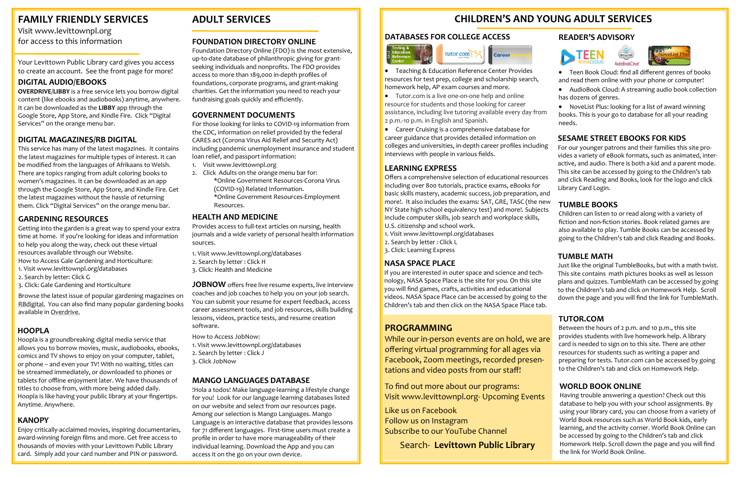# FAMILY FRIENDLY SERVICES

Visit www.levittownpl.org for access to this information

Your Levittown Public Library card gives you access to create an account. See the front page for more!

## DIGITAL AUDIO/EBOOKS

**OVERDRIVE/LIBBY** is a free service lets you borrow digital content (like ebooks and audiobooks) anytime, anywhere. It can be downloaded as the **LIBBY** app through the Google Store, App Store, and Kindle Fire. Click "Digital Services" on the orange menu bar.

## DIGITAL MAGAZINES/RB DIGITAL

This service has many of the latest magazines. It contains the latest magazines for multiple types of interest. It can be modified from the languages of Afrikaans to Welsh. There are topics ranging from adult coloring books to women's magazines. It can be downloaded as an app through the Google Store, App Store, and Kindle Fire. Get the latest magazines without the hassle of returning them. Click "Digital Services" on the orange menu bar.

## GARDENING RESOURCES

Getting into the garden is a great way to spend your extra time at home. If you're looking for ideas and information to help you along the way, check out these virtual resources available through our Website.

How to Access Gale Gardening and Horticulture:

1. Visit www.levittownpl.org/databases
2. Search by letter: Click G
3. Click: Gale Gardening and Horticulture

Browse the latest issue of popular gardening magazines on RBdigital. You can also find many popular gardening books available in Overdrive.

## HOOPLA

Hoopla is a groundbreaking digital media service that allows you to borrow movies, music, audiobooks, ebooks, comics and TV shows to enjoy on your computer, tablet, or phone – and even your TV! With no waiting, titles can be streamed immediately, or downloaded to phones or tablets for offline enjoyment later. We have thousands of titles to choose from, with more being added daily. Hoopla is like having your public library at your fingertips. Anytime. Anywhere.

## KANOPY

Enjoy critically-acclaimed movies, inspiring documentaries, award-winning foreign films and more. Get free access to thousands of movies with your Levittown Public Library card. Simply add your card number and PIN or password.

# ADULT SERVICES

## FOUNDATION DIRECTORY ONLINE

Foundation Directory Online (FDO) is the most extensive, up-to-date database of philanthropic giving for grant-seeking individuals and nonprofits. The FDO provides access to more than 189,000 in-depth profiles of foundations, corporate programs, and grant-making charities. Get the information you need to reach your fundraising goals quickly and efficiently.

## GOVERNMENT DOCUMENTS

For those looking for links to COVID-19 information from the CDC, information on relief provided by the federal CARES act (Corona Virus Aid Relief and Security Act) including pandemic unemployment insurance and student loan relief, and passport information:

1. Visit www.levittownpl.org
2. Click Adults on the orange menu bar for:
   *Online Government Resources-Corona Virus (COVID-19) Related Information.
   *Online Government Resources-Employment Resources.

## HEALTH AND MEDICINE

Provides access to full-text articles on nursing, health journals and a wide variety of personal health information sources.

1. Visit www.levittownpl.org/databases
2. Search by letter : Click H
3. Click: Health and Medicine

**JOBNOW** offers free live resume experts, live interview coaches and job coaches to help you on your job search. You can submit your resume for expert feedback, access career assessment tools, and job resources, skills building lessons, videos, practice tests, and resume creation software.

How to Access JobNow:

1. Visit www.levittownpl.org/databases
2. Search by letter : Click J
3. Click JobNow

## MANGO LANGUAGES DATABASE

!Hola a todos! Make language-learning a lifestyle change for you! Look for our language learning databases listed on our website and select from our resources page. Among our selection is Mango Languages. Mango Language is an interactive database that provides lessons for 71 different languages. First-time users must create a profile in order to have more manageability of their individual learning. Download the App and you can access it on the go on your own device.

# CHILDREN'S AND YOUNG ADULT SERVICES

## DATABASES FOR COLLEGE ACCESS

- Teaching & Education Reference Center Provides resources for test prep, college and scholarship search, homework help, AP exam courses and more.
- Tutor.com is a live one-on-one help and online resource for students and those looking for career assistance, including live tutoring available every day from 2 p.m.-10 p.m. in English and Spanish.
- Career Cruising is a comprehensive database for career guidance that provides detailed information on colleges and universities, in-depth career profiles including interviews with people in various fields.

## LEARNING EXPRESS

Offers a comprehensive selection of educational resources including over 800 tutorials, practice exams, eBooks for basic skills mastery, academic success, job preparation, and more!. It also includes the exams: SAT, GRE, TASC (the new NY State high school equivalency test) and more!. Subjects include computer skills, job search and workplace skills, U.S. citizenshp and school work.

1. Visit www.levittownpl.org/databases
2. Search by letter : Click L
3. Click: Learning Express

## NASA SPACE PLACE

If you are interested in outer space and science and technology, NASA Space Place is the site for you. On this site you will find games, crafts, activities and educational videos. NASA Space Place can be accessed by going to the Children's tab and then click on the NASA Space Place tab.

## PROGRAMMING

While our in-person events are on hold, we are offering virtual programming for all ages via Facebook, Zoom meetings, recorded presentations and video posts from our staff!

To find out more about our programs:
Visit www.levittownpl.org- Upcoming Events

Like us on Facebook
Follow us on Instagram
Subscribe to our YouTube Channel

Search- **Levittown Public Library**

## READER'S ADVISORY

- Teen Book Cloud: find all different genres of books and read them online with your phone or computer!
- AudioBook Cloud: A streaming audio book collection has dozens of genres.
- NoveList Plus: looking for a list of award winning books. This is your go to database for all your reading needs.

## SESAME STREET EBOOKS FOR KIDS

For our younger patrons and their families this site provides a variety of eBook formats, such as animated, interactive, and audio. There is both a kid and a parent mode. This site can be accessed by going to the Children's tab and click Reading and Books, look for the logo and click Library Card Login.

## TUMBLE BOOKS

Children can listen to or read along with a variety of fiction and non-fiction stories. Book related games are also available to play. Tumble Books can be accessed by going to the Children's tab and click Reading and Books.

## TUMBLE MATH

Just like the original TumbleBooks, but with a math twist. This site contains math pictures books as well as lesson plans and quizzes. TumbleMath can be accessed by going to the Children's tab and click on Homework Help. Scroll down the page and you will find the link for TumbleMath.

## TUTOR.COM

Between the hours of 2 p.m. and 10 p.m., this site provides students with live homework help. A library card is needed to sign on to this site. There are other resources for students such as writing a paper and preparing for tests. Tutor.com can be accessed by going to the Children's tab and click on Homework Help.

## WORLD BOOK ONLINE

Having trouble answering a question? Check out this database to help you with your school assignments. By using your library card, you can choose from a variety of World Book resources such as World Book kids, early learning, and the activity corner. World Book Online can be accessed by going to the Children's tab and click Homework Help. Scroll down the page and you will find the link for World Book Online.